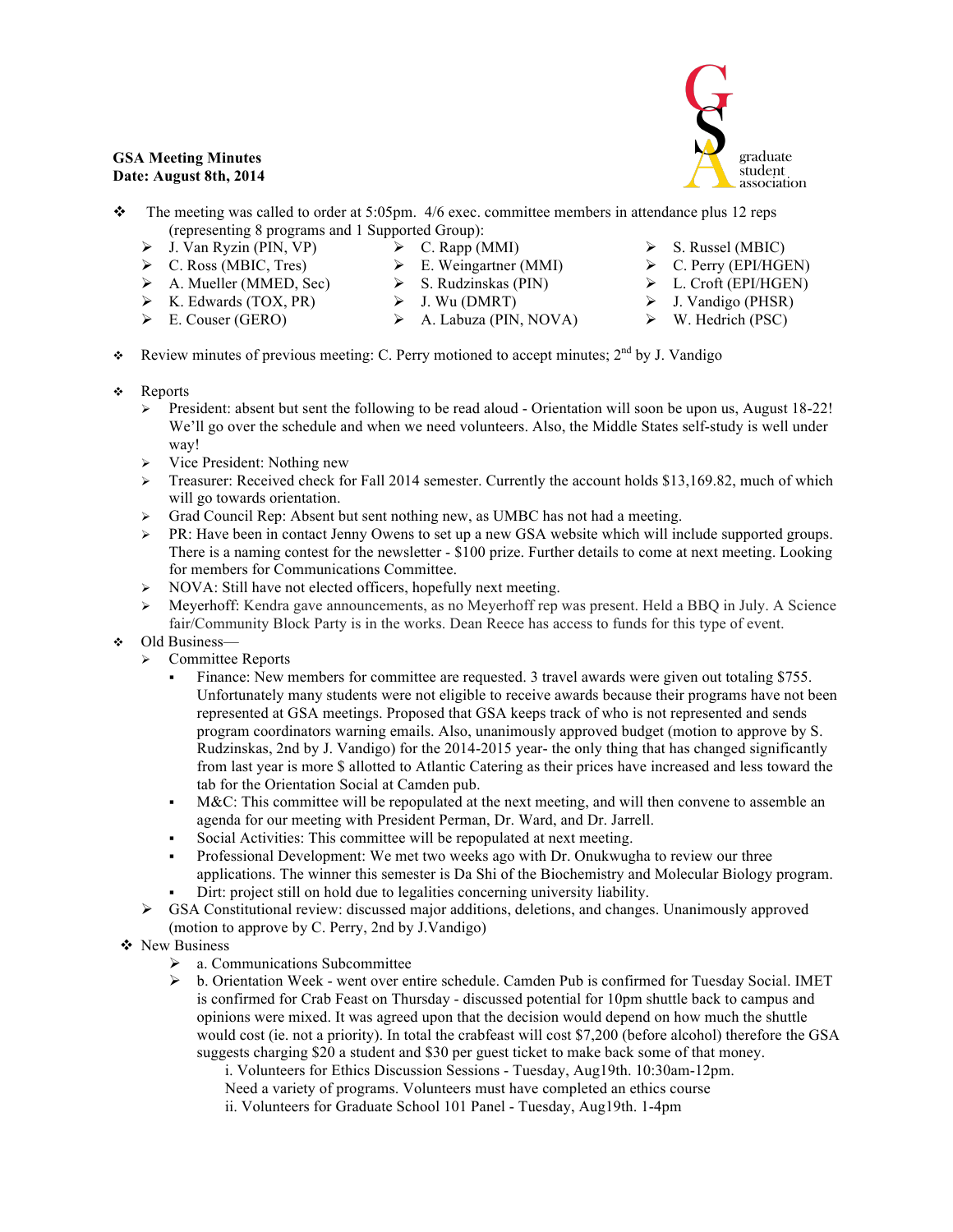**GSA Meeting Minutes**
**Date: August 8th, 2014**

graduate student association

- The meeting was called to order at 5:05pm. 4/6 exec. committee members in attendance plus 12 reps (representing 8 programs and 1 Supported Group):
  - J. Van Ryzin (PIN, VP)
  - C. Ross (MBIC, Tres)
  - A. Mueller (MMED, Sec)
  - K. Edwards (TOX, PR)
  - E. Couser (GERO)
  - C. Rapp (MMI)
  - E. Weingartner (MMI)
  - S. Rudzinskas (PIN)
  - J. Wu (DMRT)
  - A. Labuza (PIN, NOVA)
  - S. Russel (MBIC)
  - C. Perry (EPI/HGEN)
  - L. Croft (EPI/HGEN)
  - J. Vandigo (PHSR)
  - W. Hedrich (PSC)

- Review minutes of previous meeting: C. Perry motioned to accept minutes; 2nd by J. Vandigo

- Reports
  - President: absent but sent the following to be read aloud - Orientation will soon be upon us, August 18-22! We'll go over the schedule and when we need volunteers. Also, the Middle States self-study is well under way!
  - Vice President: Nothing new
  - Treasurer: Received check for Fall 2014 semester. Currently the account holds $13,169.82, much of which will go towards orientation.
  - Grad Council Rep: Absent but sent nothing new, as UMBC has not had a meeting.
  - PR: Have been in contact Jenny Owens to set up a new GSA website which will include supported groups. There is a naming contest for the newsletter - $100 prize. Further details to come at next meeting. Looking for members for Communications Committee.
  - NOVA: Still have not elected officers, hopefully next meeting.
  - Meyerhoff: Kendra gave announcements, as no Meyerhoff rep was present. Held a BBQ in July. A Science fair/Community Block Party is in the works. Dean Reece has access to funds for this type of event.
- Old Business—
  - Committee Reports
    - Finance: New members for committee are requested. 3 travel awards were given out totaling $755. Unfortunately many students were not eligible to receive awards because their programs have not been represented at GSA meetings. Proposed that GSA keeps track of who is not represented and sends program coordinators warning emails. Also, unanimously approved budget (motion to approve by S. Rudzinskas, 2nd by J. Vandigo) for the 2014-2015 year- the only thing that has changed significantly from last year is more $ allotted to Atlantic Catering as their prices have increased and less toward the tab for the Orientation Social at Camden pub.
    - M&C: This committee will be repopulated at the next meeting, and will then convene to assemble an agenda for our meeting with President Perman, Dr. Ward, and Dr. Jarrell.
    - Social Activities: This committee will be repopulated at next meeting.
    - Professional Development: We met two weeks ago with Dr. Onukwugha to review our three applications. The winner this semester is Da Shi of the Biochemistry and Molecular Biology program.
    - Dirt: project still on hold due to legalities concerning university liability.
  - GSA Constitutional review: discussed major additions, deletions, and changes. Unanimously approved (motion to approve by C. Perry, 2nd by J.Vandigo)
- New Business
  - a. Communications Subcommittee
  - b. Orientation Week - went over entire schedule. Camden Pub is confirmed for Tuesday Social. IMET is confirmed for Crab Feast on Thursday - discussed potential for 10pm shuttle back to campus and opinions were mixed. It was agreed upon that the decision would depend on how much the shuttle would cost (ie. not a priority). In total the crabfeast will cost $7,200 (before alcohol) therefore the GSA suggests charging $20 a student and $30 per guest ticket to make back some of that money.
    - i. Volunteers for Ethics Discussion Sessions - Tuesday, Aug19th. 10:30am-12pm. Need a variety of programs. Volunteers must have completed an ethics course
    - ii. Volunteers for Graduate School 101 Panel - Tuesday, Aug19th. 1-4pm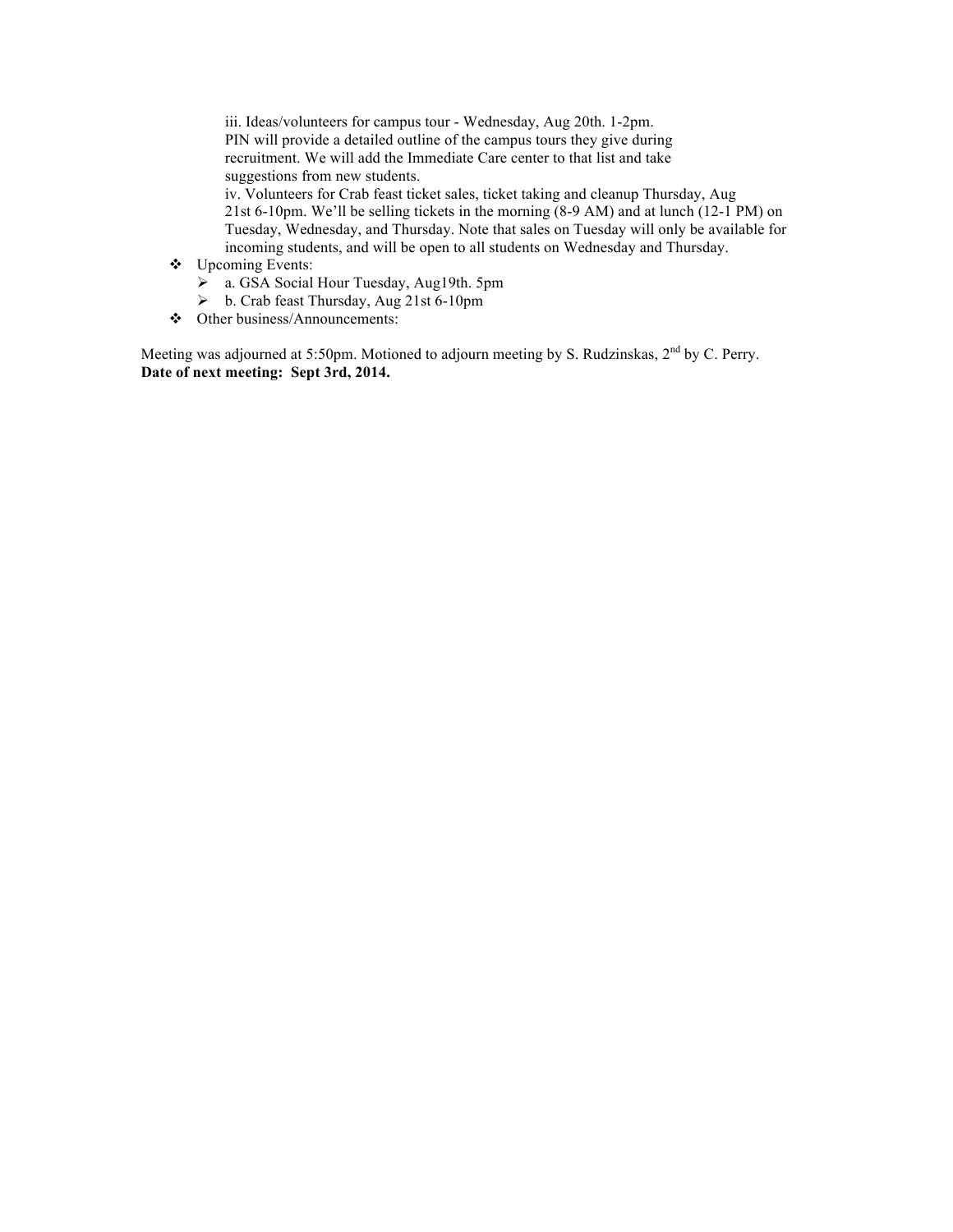iii. Ideas/volunteers for campus tour - Wednesday, Aug 20th. 1-2pm. PIN will provide a detailed outline of the campus tours they give during recruitment. We will add the Immediate Care center to that list and take suggestions from new students.

iv. Volunteers for Crab feast ticket sales, ticket taking and cleanup Thursday, Aug 21st 6-10pm. We'll be selling tickets in the morning (8-9 AM) and at lunch (12-1 PM) on Tuesday, Wednesday, and Thursday. Note that sales on Tuesday will only be available for incoming students, and will be open to all students on Wednesday and Thursday.

- Upcoming Events:
  - a. GSA Social Hour Tuesday, Aug19th. 5pm
  - b. Crab feast Thursday, Aug 21st 6-10pm
- Other business/Announcements:

Meeting was adjourned at 5:50pm. Motioned to adjourn meeting by S. Rudzinskas, 2nd by C. Perry.

**Date of next meeting: Sept 3rd, 2014.**